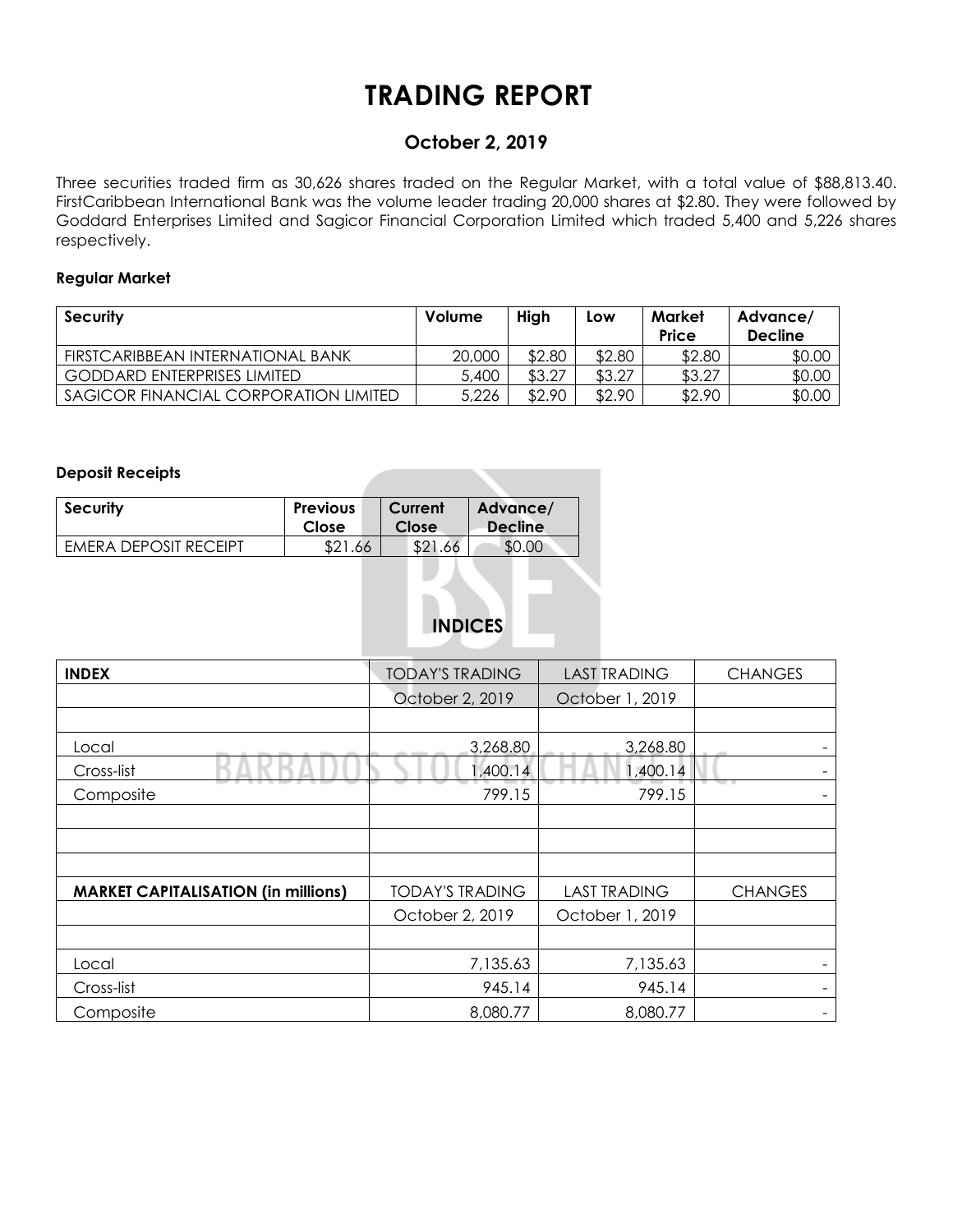# TRADING REPORT

## October 2, 2019

Three securities traded firm as 30,626 shares traded on the Regular Market, with a total value of $88,813.40. FirstCaribbean International Bank was the volume leader trading 20,000 shares at $2.80. They were followed by Goddard Enterprises Limited and Sagicor Financial Corporation Limited which traded 5,400 and 5,226 shares respectively.

### Regular Market

| Security | Volume | High | Low | Market Price | Advance/ Decline |
|---|---|---|---|---|---|
| FIRSTCARIBBEAN INTERNATIONAL BANK | 20,000 | $2.80 | $2.80 | $2.80 | $0.00 |
| GODDARD ENTERPRISES LIMITED | 5,400 | $3.27 | $3.27 | $3.27 | $0.00 |
| SAGICOR FINANCIAL CORPORATION LIMITED | 5,226 | $2.90 | $2.90 | $2.90 | $0.00 |

### Deposit Receipts

| Security | Previous Close | Current Close | Advance/ Decline |
|---|---|---|---|
| EMERA DEPOSIT RECEIPT | $21.66 | $21.66 | $0.00 |

## INDICES

| INDEX | TODAY'S TRADING | LAST TRADING | CHANGES |
|---|---|---|---|
| | October 2, 2019 | October 1, 2019 | |
| | | | |
| Local | 3,268.80 | 3,268.80 | - |
| Cross-list | 1,400.14 | 1,400.14 | - |
| Composite | 799.15 | 799.15 | - |
| | | | |
| | | | |
| | | | |
| **MARKET CAPITALISATION (in millions)** | TODAY'S TRADING | LAST TRADING | CHANGES |
| | October 2, 2019 | October 1, 2019 | |
| | | | |
| Local | 7,135.63 | 7,135.63 | - |
| Cross-list | 945.14 | 945.14 | - |
| Composite | 8,080.77 | 8,080.77 | - |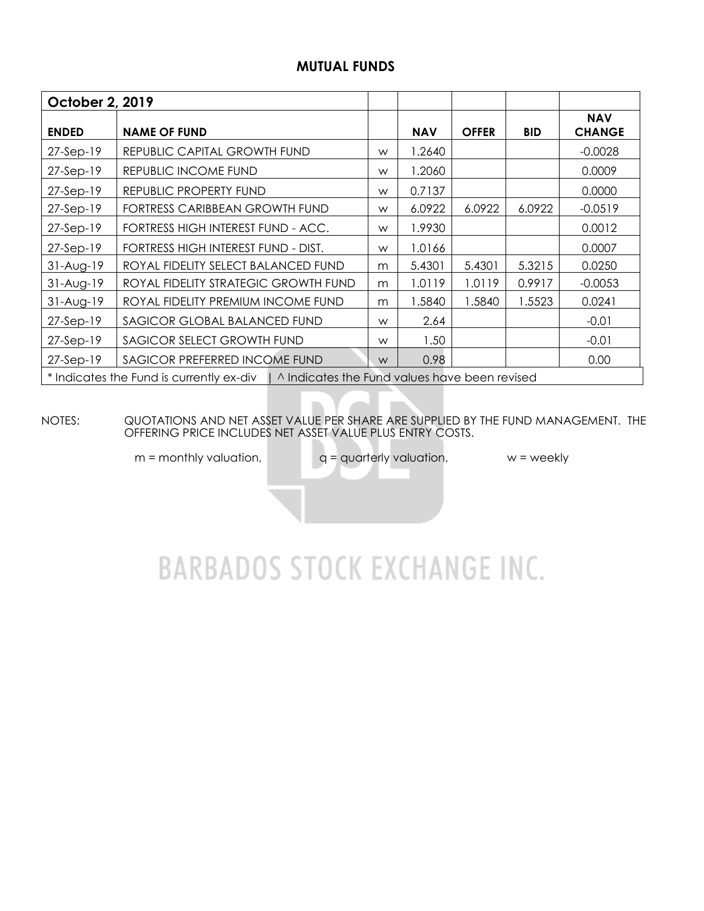# MUTUAL FUNDS

| October 2, 2019 | | | | | | |
|---|---|---|---|---|---|---|
| **ENDED** | **NAME OF FUND** | | **NAV** | **OFFER** | **BID** | **NAV CHANGE** |
| 27-Sep-19 | REPUBLIC CAPITAL GROWTH FUND | w | 1.2640 | | | -0.0028 |
| 27-Sep-19 | REPUBLIC INCOME FUND | w | 1.2060 | | | 0.0009 |
| 27-Sep-19 | REPUBLIC PROPERTY FUND | w | 0.7137 | | | 0.0000 |
| 27-Sep-19 | FORTRESS CARIBBEAN GROWTH FUND | w | 6.0922 | 6.0922 | 6.0922 | -0.0519 |
| 27-Sep-19 | FORTRESS HIGH INTEREST FUND - ACC. | w | 1.9930 | | | 0.0012 |
| 27-Sep-19 | FORTRESS HIGH INTEREST FUND - DIST. | w | 1.0166 | | | 0.0007 |
| 31-Aug-19 | ROYAL FIDELITY SELECT BALANCED FUND | m | 5.4301 | 5.4301 | 5.3215 | 0.0250 |
| 31-Aug-19 | ROYAL FIDELITY STRATEGIC GROWTH FUND | m | 1.0119 | 1.0119 | 0.9917 | -0.0053 |
| 31-Aug-19 | ROYAL FIDELITY PREMIUM INCOME FUND | m | 1.5840 | 1.5840 | 1.5523 | 0.0241 |
| 27-Sep-19 | SAGICOR GLOBAL BALANCED FUND | w | 2.64 | | | -0.01 |
| 27-Sep-19 | SAGICOR SELECT GROWTH FUND | w | 1.50 | | | -0.01 |
| 27-Sep-19 | SAGICOR PREFERRED INCOME FUND | w | 0.98 | | | 0.00 |

* Indicates the Fund is currently ex-div | ^ Indicates the Fund values have been revised

NOTES: QUOTATIONS AND NET ASSET VALUE PER SHARE ARE SUPPLIED BY THE FUND MANAGEMENT. THE OFFERING PRICE INCLUDES NET ASSET VALUE PLUS ENTRY COSTS.

m = monthly valuation, q = quarterly valuation, w = weekly

BARBADOS STOCK EXCHANGE INC.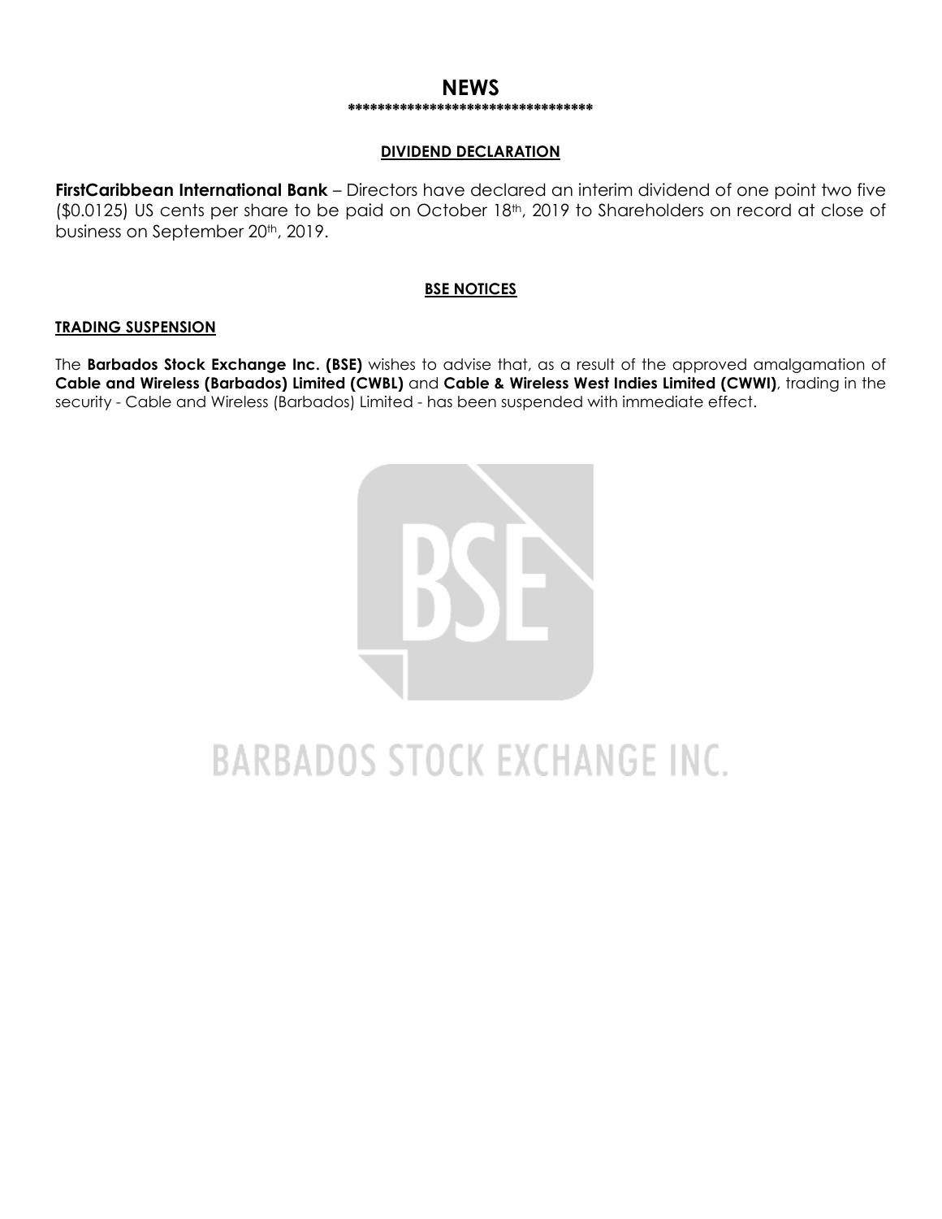# NEWS

*********************************

## DIVIDEND DECLARATION

**FirstCaribbean International Bank** – Directors have declared an interim dividend of one point two five ($0.0125) US cents per share to be paid on October 18th, 2019 to Shareholders on record at close of business on September 20th, 2019.

## BSE NOTICES

### TRADING SUSPENSION

The **Barbados Stock Exchange Inc. (BSE)** wishes to advise that, as a result of the approved amalgamation of **Cable and Wireless (Barbados) Limited (CWBL)** and **Cable & Wireless West Indies Limited (CWWI)**, trading in the security - Cable and Wireless (Barbados) Limited - has been suspended with immediate effect.

BARBADOS STOCK EXCHANGE INC.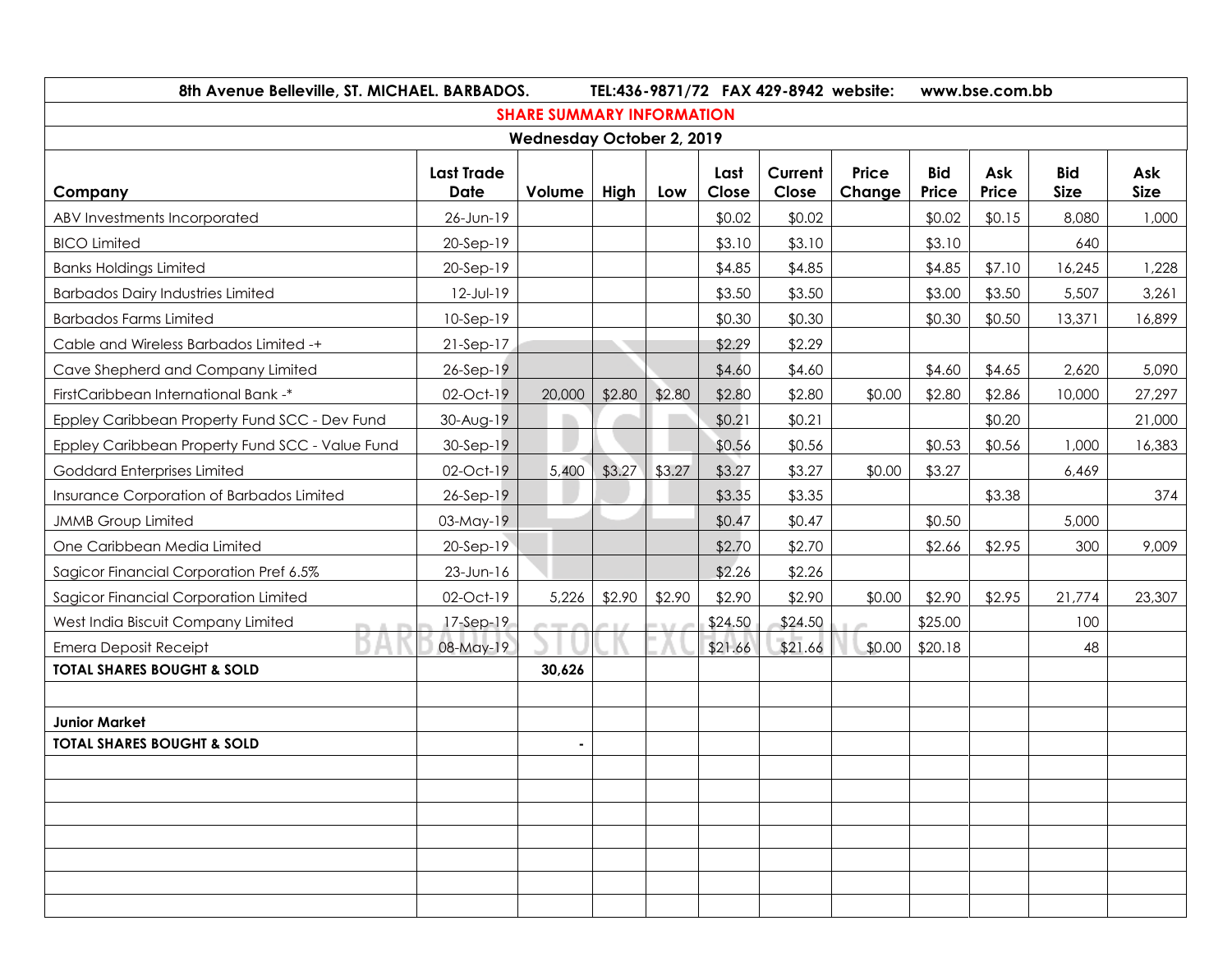8th Avenue Belleville, ST. MICHAEL. BARBADOS. TEL:436-9871/72 FAX 429-8942 website: www.bse.com.bb

## SHARE SUMMARY INFORMATION

### Wednesday October 2, 2019

| Company | Last Trade Date | Volume | High | Low | Last Close | Current Close | Price Change | Bid Price | Ask Price | Bid Size | Ask Size |
|---|---|---|---|---|---|---|---|---|---|---|---|
| ABV Investments Incorporated | 26-Jun-19 | | | | $0.02 | $0.02 | | $0.02 | $0.15 | 8,080 | 1,000 |
| BICO Limited | 20-Sep-19 | | | | $3.10 | $3.10 | | $3.10 | | 640 | |
| Banks Holdings Limited | 20-Sep-19 | | | | $4.85 | $4.85 | | $4.85 | $7.10 | 16,245 | 1,228 |
| Barbados Dairy Industries Limited | 12-Jul-19 | | | | $3.50 | $3.50 | | $3.00 | $3.50 | 5,507 | 3,261 |
| Barbados Farms Limited | 10-Sep-19 | | | | $0.30 | $0.30 | | $0.30 | $0.50 | 13,371 | 16,899 |
| Cable and Wireless Barbados Limited -+ | 21-Sep-17 | | | | $2.29 | $2.29 | | | | | |
| Cave Shepherd and Company Limited | 26-Sep-19 | | | | $4.60 | $4.60 | | $4.60 | $4.65 | 2,620 | 5,090 |
| FirstCaribbean International Bank -* | 02-Oct-19 | 20,000 | $2.80 | $2.80 | $2.80 | $2.80 | $0.00 | $2.80 | $2.86 | 10,000 | 27,297 |
| Eppley Caribbean Property Fund SCC - Dev Fund | 30-Aug-19 | | | | $0.21 | $0.21 | | | $0.20 | | 21,000 |
| Eppley Caribbean Property Fund SCC - Value Fund | 30-Sep-19 | | | | $0.56 | $0.56 | | $0.53 | $0.56 | 1,000 | 16,383 |
| Goddard Enterprises Limited | 02-Oct-19 | 5,400 | $3.27 | $3.27 | $3.27 | $3.27 | $0.00 | $3.27 | | 6,469 | |
| Insurance Corporation of Barbados Limited | 26-Sep-19 | | | | $3.35 | $3.35 | | | $3.38 | | 374 |
| JMMB Group Limited | 03-May-19 | | | | $0.47 | $0.47 | | $0.50 | | 5,000 | |
| One Caribbean Media Limited | 20-Sep-19 | | | | $2.70 | $2.70 | | $2.66 | $2.95 | 300 | 9,009 |
| Sagicor Financial Corporation Pref 6.5% | 23-Jun-16 | | | | $2.26 | $2.26 | | | | | |
| Sagicor Financial Corporation Limited | 02-Oct-19 | 5,226 | $2.90 | $2.90 | $2.90 | $2.90 | $0.00 | $2.90 | $2.95 | 21,774 | 23,307 |
| West India Biscuit Company Limited | 17-Sep-19 | | | | $24.50 | $24.50 | | $25.00 | | 100 | |
| Emera Deposit Receipt | 08-May-19 | | | | $21.66 | $21.66 | $0.00 | $20.18 | | 48 | |
| **TOTAL SHARES BOUGHT & SOLD** | | **30,626** | | | | | | | | | |
| | | | | | | | | | | | |
| **Junior Market** | | | | | | | | | | | |
| **TOTAL SHARES BOUGHT & SOLD** | | - | | | | | | | | | |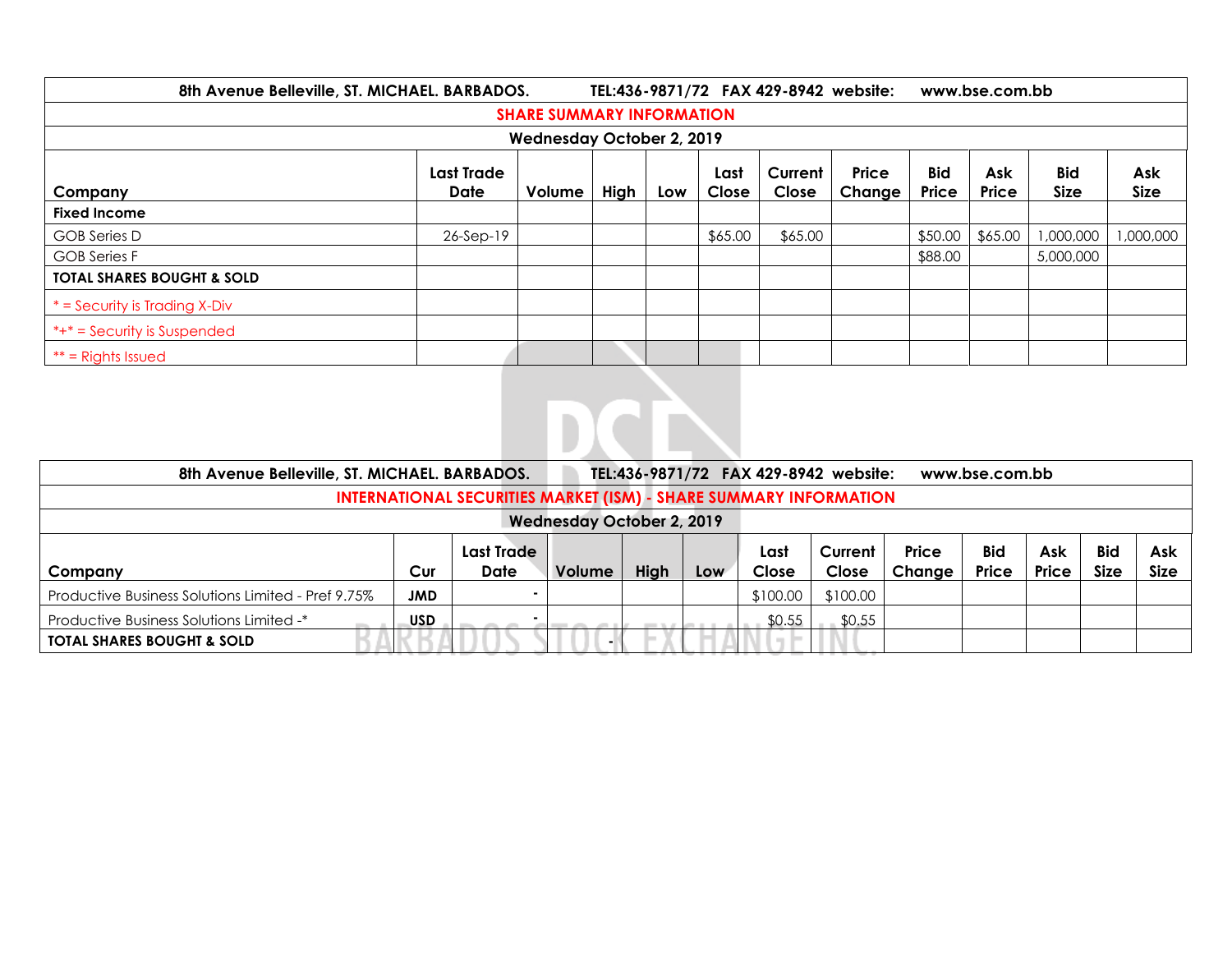8th Avenue Belleville, ST. MICHAEL. BARBADOS. TEL:436-9871/72 FAX 429-8942 website: www.bse.com.bb

**SHARE SUMMARY INFORMATION**

**Wednesday October 2, 2019**

| Company | Last Trade Date | Volume | High | Low | Last Close | Current Close | Price Change | Bid Price | Ask Price | Bid Size | Ask Size |
|---|---|---|---|---|---|---|---|---|---|---|---|
| **Fixed Income** | | | | | | | | | | | |
| GOB Series D | 26-Sep-19 | | | | $65.00 | $65.00 | | $50.00 | $65.00 | 1,000,000 | 1,000,000 |
| GOB Series F | | | | | | | | $88.00 | | 5,000,000 | |
| **TOTAL SHARES BOUGHT & SOLD** | | | | | | | | | | | |
| * = Security is Trading X-Div | | | | | | | | | | | |
| *+* = Security is Suspended | | | | | | | | | | | |
| ** = Rights Issued | | | | | | | | | | | |

8th Avenue Belleville, ST. MICHAEL. BARBADOS. TEL:436-9871/72 FAX 429-8942 website: www.bse.com.bb

**INTERNATIONAL SECURITIES MARKET (ISM) - SHARE SUMMARY INFORMATION**

**Wednesday October 2, 2019**

| Company | Cur | Last Trade Date | Volume | High | Low | Last Close | Current Close | Price Change | Bid Price | Ask Price | Bid Size | Ask Size |
|---|---|---|---|---|---|---|---|---|---|---|---|---|
| Productive Business Solutions Limited - Pref 9.75% | **JMD** | - | | | | $100.00 | $100.00 | | | | | |
| Productive Business Solutions Limited -* | **USD** | - | | | | $0.55 | $0.55 | | | | | |
| **TOTAL SHARES BOUGHT & SOLD** | | | - | | | | | | | | | |